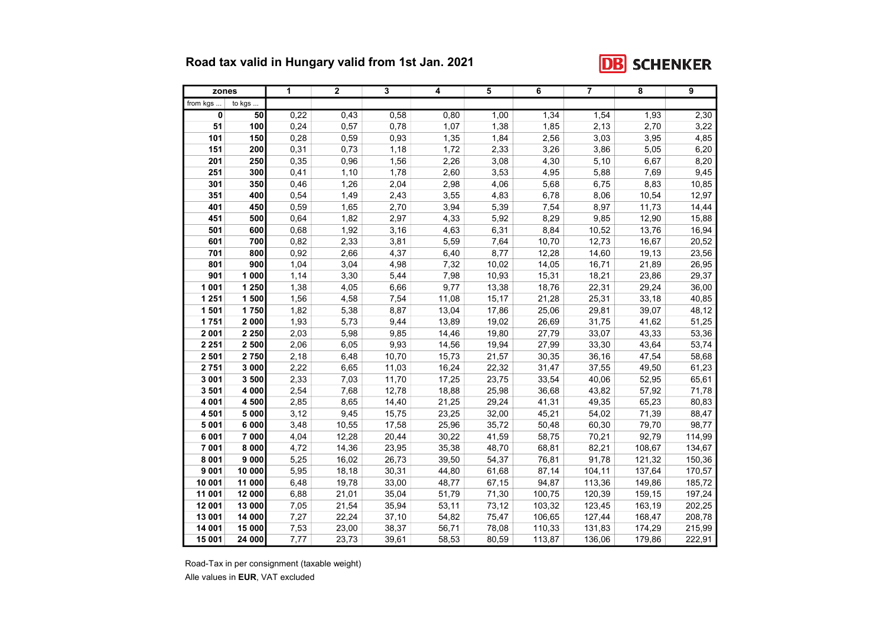# Road tax valid in Hungary valid from 1st Jan. 2021

DB SCHENKER

| zones | | 1 | 2 | 3 | 4 | 5 | 6 | 7 | 8 | 9 |
|---|---|---|---|---|---|---|---|---|---|---|
| from kgs ... | to kgs ... | | | | | | | | | |
| 0 | 50 | 0,22 | 0,43 | 0,58 | 0,80 | 1,00 | 1,34 | 1,54 | 1,93 | 2,30 |
| 51 | 100 | 0,24 | 0,57 | 0,78 | 1,07 | 1,38 | 1,85 | 2,13 | 2,70 | 3,22 |
| 101 | 150 | 0,28 | 0,59 | 0,93 | 1,35 | 1,84 | 2,56 | 3,03 | 3,95 | 4,85 |
| 151 | 200 | 0,31 | 0,73 | 1,18 | 1,72 | 2,33 | 3,26 | 3,86 | 5,05 | 6,20 |
| 201 | 250 | 0,35 | 0,96 | 1,56 | 2,26 | 3,08 | 4,30 | 5,10 | 6,67 | 8,20 |
| 251 | 300 | 0,41 | 1,10 | 1,78 | 2,60 | 3,53 | 4,95 | 5,88 | 7,69 | 9,45 |
| 301 | 350 | 0,46 | 1,26 | 2,04 | 2,98 | 4,06 | 5,68 | 6,75 | 8,83 | 10,85 |
| 351 | 400 | 0,54 | 1,49 | 2,43 | 3,55 | 4,83 | 6,78 | 8,06 | 10,54 | 12,97 |
| 401 | 450 | 0,59 | 1,65 | 2,70 | 3,94 | 5,39 | 7,54 | 8,97 | 11,73 | 14,44 |
| 451 | 500 | 0,64 | 1,82 | 2,97 | 4,33 | 5,92 | 8,29 | 9,85 | 12,90 | 15,88 |
| 501 | 600 | 0,68 | 1,92 | 3,16 | 4,63 | 6,31 | 8,84 | 10,52 | 13,76 | 16,94 |
| 601 | 700 | 0,82 | 2,33 | 3,81 | 5,59 | 7,64 | 10,70 | 12,73 | 16,67 | 20,52 |
| 701 | 800 | 0,92 | 2,66 | 4,37 | 6,40 | 8,77 | 12,28 | 14,60 | 19,13 | 23,56 |
| 801 | 900 | 1,04 | 3,04 | 4,98 | 7,32 | 10,02 | 14,05 | 16,71 | 21,89 | 26,95 |
| 901 | 1 000 | 1,14 | 3,30 | 5,44 | 7,98 | 10,93 | 15,31 | 18,21 | 23,86 | 29,37 |
| 1 001 | 1 250 | 1,38 | 4,05 | 6,66 | 9,77 | 13,38 | 18,76 | 22,31 | 29,24 | 36,00 |
| 1 251 | 1 500 | 1,56 | 4,58 | 7,54 | 11,08 | 15,17 | 21,28 | 25,31 | 33,18 | 40,85 |
| 1 501 | 1 750 | 1,82 | 5,38 | 8,87 | 13,04 | 17,86 | 25,06 | 29,81 | 39,07 | 48,12 |
| 1 751 | 2 000 | 1,93 | 5,73 | 9,44 | 13,89 | 19,02 | 26,69 | 31,75 | 41,62 | 51,25 |
| 2 001 | 2 250 | 2,03 | 5,98 | 9,85 | 14,46 | 19,80 | 27,79 | 33,07 | 43,33 | 53,36 |
| 2 251 | 2 500 | 2,06 | 6,05 | 9,93 | 14,56 | 19,94 | 27,99 | 33,30 | 43,64 | 53,74 |
| 2 501 | 2 750 | 2,18 | 6,48 | 10,70 | 15,73 | 21,57 | 30,35 | 36,16 | 47,54 | 58,68 |
| 2 751 | 3 000 | 2,22 | 6,65 | 11,03 | 16,24 | 22,32 | 31,47 | 37,55 | 49,50 | 61,23 |
| 3 001 | 3 500 | 2,33 | 7,03 | 11,70 | 17,25 | 23,75 | 33,54 | 40,06 | 52,95 | 65,61 |
| 3 501 | 4 000 | 2,54 | 7,68 | 12,78 | 18,88 | 25,98 | 36,68 | 43,82 | 57,92 | 71,78 |
| 4 001 | 4 500 | 2,85 | 8,65 | 14,40 | 21,25 | 29,24 | 41,31 | 49,35 | 65,23 | 80,83 |
| 4 501 | 5 000 | 3,12 | 9,45 | 15,75 | 23,25 | 32,00 | 45,21 | 54,02 | 71,39 | 88,47 |
| 5 001 | 6 000 | 3,48 | 10,55 | 17,58 | 25,96 | 35,72 | 50,48 | 60,30 | 79,70 | 98,77 |
| 6 001 | 7 000 | 4,04 | 12,28 | 20,44 | 30,22 | 41,59 | 58,75 | 70,21 | 92,79 | 114,99 |
| 7 001 | 8 000 | 4,72 | 14,36 | 23,95 | 35,38 | 48,70 | 68,81 | 82,21 | 108,67 | 134,67 |
| 8 001 | 9 000 | 5,25 | 16,02 | 26,73 | 39,50 | 54,37 | 76,81 | 91,78 | 121,32 | 150,36 |
| 9 001 | 10 000 | 5,95 | 18,18 | 30,31 | 44,80 | 61,68 | 87,14 | 104,11 | 137,64 | 170,57 |
| 10 001 | 11 000 | 6,48 | 19,78 | 33,00 | 48,77 | 67,15 | 94,87 | 113,36 | 149,86 | 185,72 |
| 11 001 | 12 000 | 6,88 | 21,01 | 35,04 | 51,79 | 71,30 | 100,75 | 120,39 | 159,15 | 197,24 |
| 12 001 | 13 000 | 7,05 | 21,54 | 35,94 | 53,11 | 73,12 | 103,32 | 123,45 | 163,19 | 202,25 |
| 13 001 | 14 000 | 7,27 | 22,24 | 37,10 | 54,82 | 75,47 | 106,65 | 127,44 | 168,47 | 208,78 |
| 14 001 | 15 000 | 7,53 | 23,00 | 38,37 | 56,71 | 78,08 | 110,33 | 131,83 | 174,29 | 215,99 |
| 15 001 | 24 000 | 7,77 | 23,73 | 39,61 | 58,53 | 80,59 | 113,87 | 136,06 | 179,86 | 222,91 |

Road-Tax in per consignment (taxable weight)

Alle values in **EUR**, VAT excluded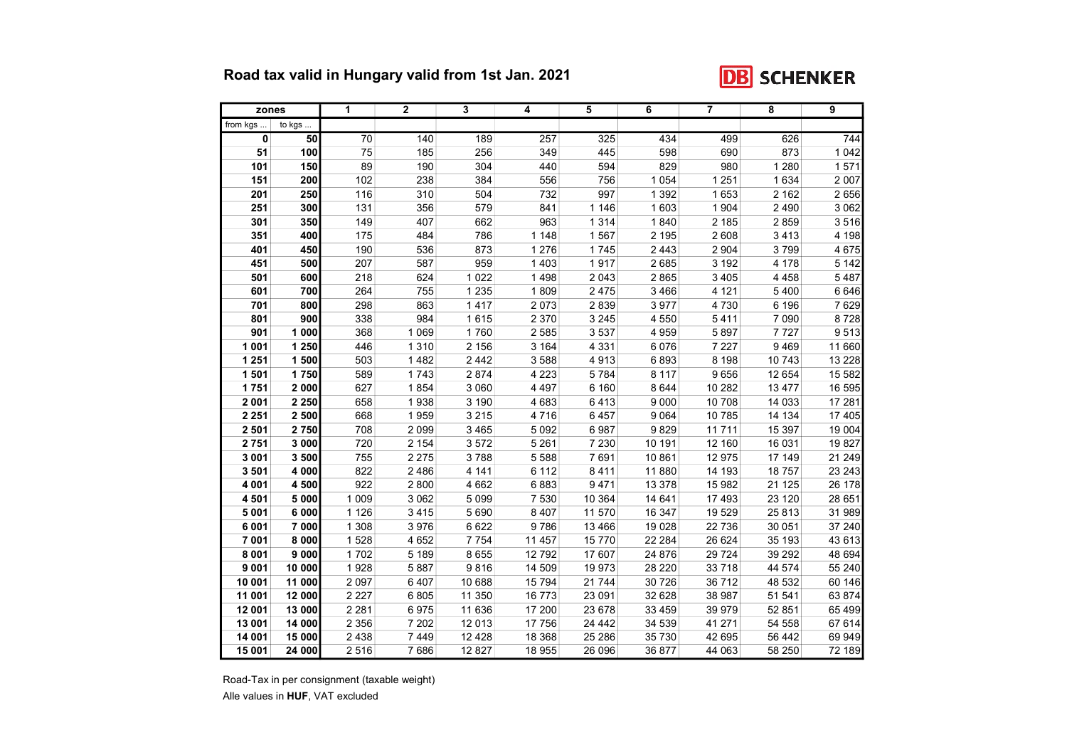# Road tax valid in Hungary valid from 1st Jan. 2021

DB SCHENKER

| zones | | 1 | 2 | 3 | 4 | 5 | 6 | 7 | 8 | 9 |
|---|---|---|---|---|---|---|---|---|---|---|
| from kgs ... | to kgs ... | | | | | | | | | |
| **0** | **50** | 70 | 140 | 189 | 257 | 325 | 434 | 499 | 626 | 744 |
| **51** | **100** | 75 | 185 | 256 | 349 | 445 | 598 | 690 | 873 | 1 042 |
| **101** | **150** | 89 | 190 | 304 | 440 | 594 | 829 | 980 | 1 280 | 1 571 |
| **151** | **200** | 102 | 238 | 384 | 556 | 756 | 1 054 | 1 251 | 1 634 | 2 007 |
| **201** | **250** | 116 | 310 | 504 | 732 | 997 | 1 392 | 1 653 | 2 162 | 2 656 |
| **251** | **300** | 131 | 356 | 579 | 841 | 1 146 | 1 603 | 1 904 | 2 490 | 3 062 |
| **301** | **350** | 149 | 407 | 662 | 963 | 1 314 | 1 840 | 2 185 | 2 859 | 3 516 |
| **351** | **400** | 175 | 484 | 786 | 1 148 | 1 567 | 2 195 | 2 608 | 3 413 | 4 198 |
| **401** | **450** | 190 | 536 | 873 | 1 276 | 1 745 | 2 443 | 2 904 | 3 799 | 4 675 |
| **451** | **500** | 207 | 587 | 959 | 1 403 | 1 917 | 2 685 | 3 192 | 4 178 | 5 142 |
| **501** | **600** | 218 | 624 | 1 022 | 1 498 | 2 043 | 2 865 | 3 405 | 4 458 | 5 487 |
| **601** | **700** | 264 | 755 | 1 235 | 1 809 | 2 475 | 3 466 | 4 121 | 5 400 | 6 646 |
| **701** | **800** | 298 | 863 | 1 417 | 2 073 | 2 839 | 3 977 | 4 730 | 6 196 | 7 629 |
| **801** | **900** | 338 | 984 | 1 615 | 2 370 | 3 245 | 4 550 | 5 411 | 7 090 | 8 728 |
| **901** | **1 000** | 368 | 1 069 | 1 760 | 2 585 | 3 537 | 4 959 | 5 897 | 7 727 | 9 513 |
| **1 001** | **1 250** | 446 | 1 310 | 2 156 | 3 164 | 4 331 | 6 076 | 7 227 | 9 469 | 11 660 |
| **1 251** | **1 500** | 503 | 1 482 | 2 442 | 3 588 | 4 913 | 6 893 | 8 198 | 10 743 | 13 228 |
| **1 501** | **1 750** | 589 | 1 743 | 2 874 | 4 223 | 5 784 | 8 117 | 9 656 | 12 654 | 15 582 |
| **1 751** | **2 000** | 627 | 1 854 | 3 060 | 4 497 | 6 160 | 8 644 | 10 282 | 13 477 | 16 595 |
| **2 001** | **2 250** | 658 | 1 938 | 3 190 | 4 683 | 6 413 | 9 000 | 10 708 | 14 033 | 17 281 |
| **2 251** | **2 500** | 668 | 1 959 | 3 215 | 4 716 | 6 457 | 9 064 | 10 785 | 14 134 | 17 405 |
| **2 501** | **2 750** | 708 | 2 099 | 3 465 | 5 092 | 6 987 | 9 829 | 11 711 | 15 397 | 19 004 |
| **2 751** | **3 000** | 720 | 2 154 | 3 572 | 5 261 | 7 230 | 10 191 | 12 160 | 16 031 | 19 827 |
| **3 001** | **3 500** | 755 | 2 275 | 3 788 | 5 588 | 7 691 | 10 861 | 12 975 | 17 149 | 21 249 |
| **3 501** | **4 000** | 822 | 2 486 | 4 141 | 6 112 | 8 411 | 11 880 | 14 193 | 18 757 | 23 243 |
| **4 001** | **4 500** | 922 | 2 800 | 4 662 | 6 883 | 9 471 | 13 378 | 15 982 | 21 125 | 26 178 |
| **4 501** | **5 000** | 1 009 | 3 062 | 5 099 | 7 530 | 10 364 | 14 641 | 17 493 | 23 120 | 28 651 |
| **5 001** | **6 000** | 1 126 | 3 415 | 5 690 | 8 407 | 11 570 | 16 347 | 19 529 | 25 813 | 31 989 |
| **6 001** | **7 000** | 1 308 | 3 976 | 6 622 | 9 786 | 13 466 | 19 028 | 22 736 | 30 051 | 37 240 |
| **7 001** | **8 000** | 1 528 | 4 652 | 7 754 | 11 457 | 15 770 | 22 284 | 26 624 | 35 193 | 43 613 |
| **8 001** | **9 000** | 1 702 | 5 189 | 8 655 | 12 792 | 17 607 | 24 876 | 29 724 | 39 292 | 48 694 |
| **9 001** | **10 000** | 1 928 | 5 887 | 9 816 | 14 509 | 19 973 | 28 220 | 33 718 | 44 574 | 55 240 |
| **10 001** | **11 000** | 2 097 | 6 407 | 10 688 | 15 794 | 21 744 | 30 726 | 36 712 | 48 532 | 60 146 |
| **11 001** | **12 000** | 2 227 | 6 805 | 11 350 | 16 773 | 23 091 | 32 628 | 38 987 | 51 541 | 63 874 |
| **12 001** | **13 000** | 2 281 | 6 975 | 11 636 | 17 200 | 23 678 | 33 459 | 39 979 | 52 851 | 65 499 |
| **13 001** | **14 000** | 2 356 | 7 202 | 12 013 | 17 756 | 24 442 | 34 539 | 41 271 | 54 558 | 67 614 |
| **14 001** | **15 000** | 2 438 | 7 449 | 12 428 | 18 368 | 25 286 | 35 730 | 42 695 | 56 442 | 69 949 |
| **15 001** | **24 000** | 2 516 | 7 686 | 12 827 | 18 955 | 26 096 | 36 877 | 44 063 | 58 250 | 72 189 |

Road-Tax in per consignment (taxable weight)

Alle values in **HUF**, VAT excluded